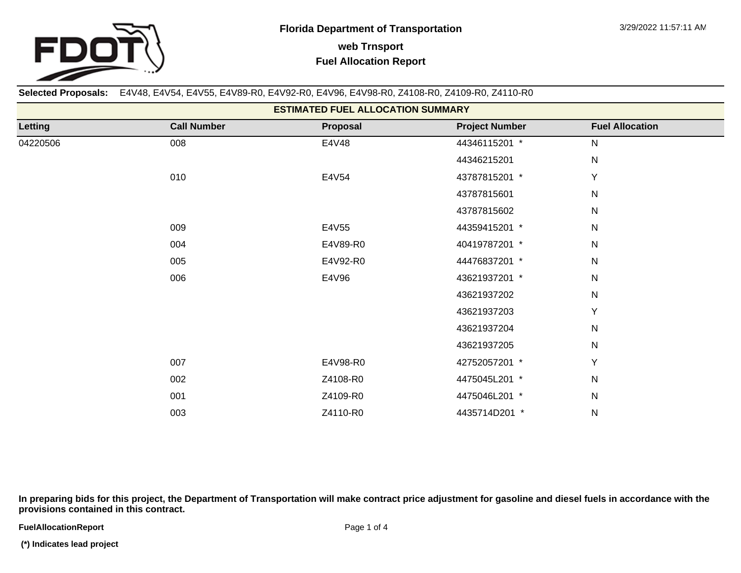# Florida Department of Transportation

## web Trnsport

## Fuel Allocation Report

3/29/2022 11:57:11 AM

**Selected Proposals:** E4V48, E4V54, E4V55, E4V89-R0, E4V92-R0, E4V96, E4V98-R0, Z4108-R0, Z4109-R0, Z4110-R0

**ESTIMATED FUEL ALLOCATION SUMMARY**

| Letting | Call Number | Proposal | Project Number | Fuel Allocation |
|---|---|---|---|---|
| 04220506 | 008 | E4V48 | 44346115201 * | N |
| | | | 44346215201 | N |
| | 010 | E4V54 | 43787815201 * | Y |
| | | | 43787815601 | N |
| | | | 43787815602 | N |
| | 009 | E4V55 | 44359415201 * | N |
| | 004 | E4V89-R0 | 40419787201 * | N |
| | 005 | E4V92-R0 | 44476837201 * | N |
| | 006 | E4V96 | 43621937201 * | N |
| | | | 43621937202 | N |
| | | | 43621937203 | Y |
| | | | 43621937204 | N |
| | | | 43621937205 | N |
| | 007 | E4V98-R0 | 42752057201 * | Y |
| | 002 | Z4108-R0 | 4475045L201 * | N |
| | 001 | Z4109-R0 | 4475046L201 * | N |
| | 003 | Z4110-R0 | 4435714D201 * | N |

**In preparing bids for this project, the Department of Transportation will make contract price adjustment for gasoline and diesel fuels in accordance with the provisions contained in this contract.**

**(*) Indicates lead project**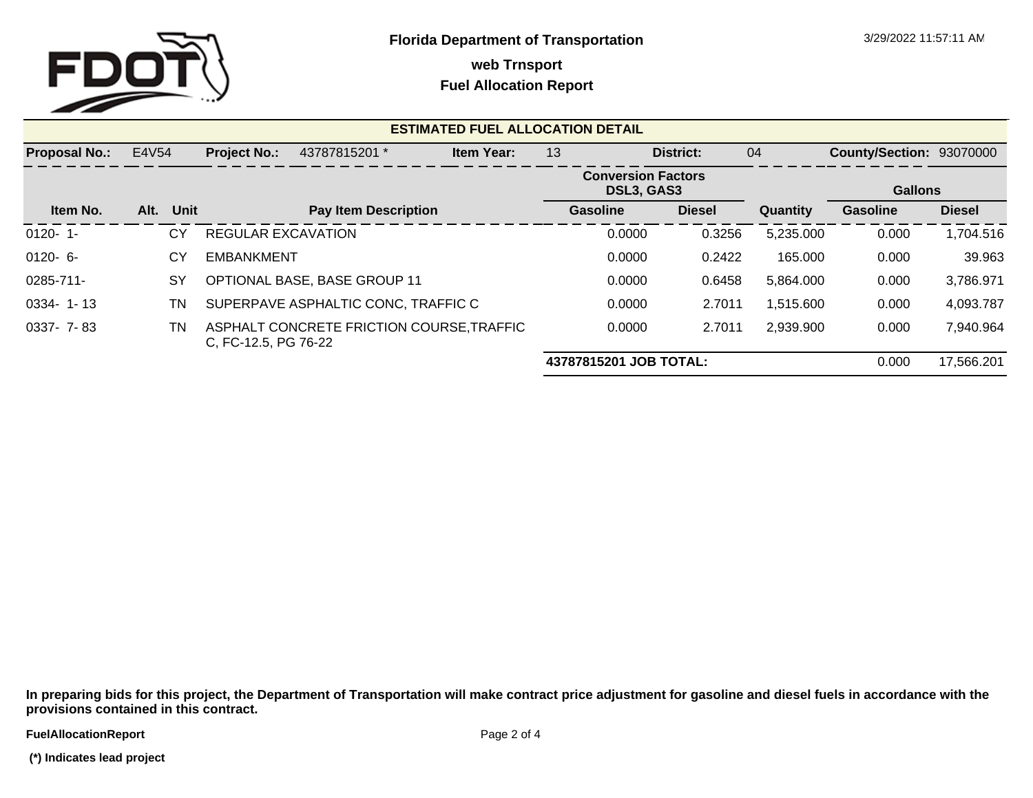**Florida Department of Transportation**

**web Trnsport**

**Fuel Allocation Report**

## ESTIMATED FUEL ALLOCATION DETAIL

**Proposal No.:** E4V54 **Project No.:** 43787815201 * **Item Year:** 13 **District:** 04 **County/Section:** 93070000

| | | | | Conversion Factors DSL3, GAS3 | | | Gallons | |
|---|---|---|---|---|---|---|---|---|
| **Item No.** | **Alt.** | **Unit** | **Pay Item Description** | **Gasoline** | **Diesel** | **Quantity** | **Gasoline** | **Diesel** |
| 0120- 1- | | CY | REGULAR EXCAVATION | 0.0000 | 0.3256 | 5,235.000 | 0.000 | 1,704.516 |
| 0120- 6- | | CY | EMBANKMENT | 0.0000 | 0.2422 | 165.000 | 0.000 | 39.963 |
| 0285-711- | | SY | OPTIONAL BASE, BASE GROUP 11 | 0.0000 | 0.6458 | 5,864.000 | 0.000 | 3,786.971 |
| 0334- 1- 13 | | TN | SUPERPAVE ASPHALTIC CONC, TRAFFIC C | 0.0000 | 2.7011 | 1,515.600 | 0.000 | 4,093.787 |
| 0337- 7- 83 | | TN | ASPHALT CONCRETE FRICTION COURSE,TRAFFIC C, FC-12.5, PG 76-22 | 0.0000 | 2.7011 | 2,939.900 | 0.000 | 7,940.964 |
| | | | | **43787815201 JOB TOTAL:** | | | 0.000 | 17,566.201 |

**In preparing bids for this project, the Department of Transportation will make contract price adjustment for gasoline and diesel fuels in accordance with the provisions contained in this contract.**

**(*) Indicates lead project**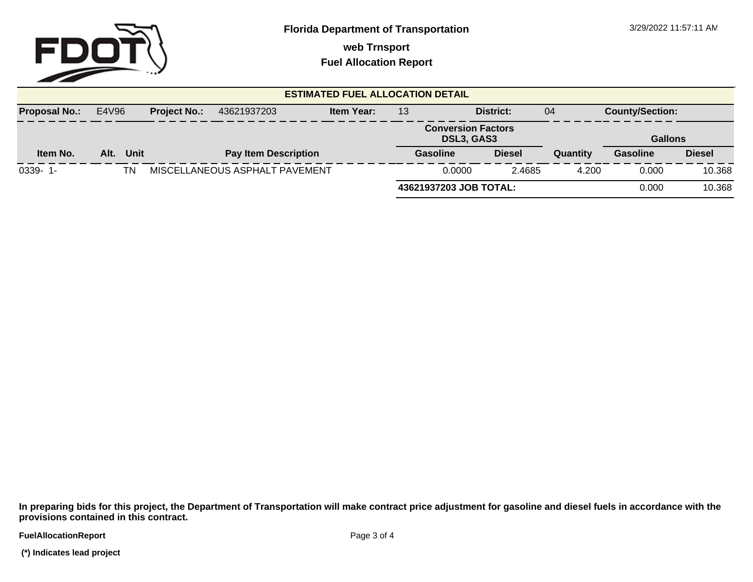# Florida Department of Transportation

**web Trnsport**

**Fuel Allocation Report**

## ESTIMATED FUEL ALLOCATION DETAIL

**Proposal No.:** E4V96 **Project No.:** 43621937203 **Item Year:** 13 **District:** 04 **County/Section:**

| Item No. | Alt. | Unit | Pay Item Description | Conversion Factors DSL3, GAS3 | | Quantity | Gallons | |
|---|---|---|---|---|---|---|---|---|
| | | | | Gasoline | Diesel | | Gasoline | Diesel |
| 0339- 1- | | TN | MISCELLANEOUS ASPHALT PAVEMENT | 0.0000 | 2.4685 | 4.200 | 0.000 | 10.368 |
| | | | | **43621937203 JOB TOTAL:** | | | 0.000 | 10.368 |

**In preparing bids for this project, the Department of Transportation will make contract price adjustment for gasoline and diesel fuels in accordance with the provisions contained in this contract.**

**(*) Indicates lead project**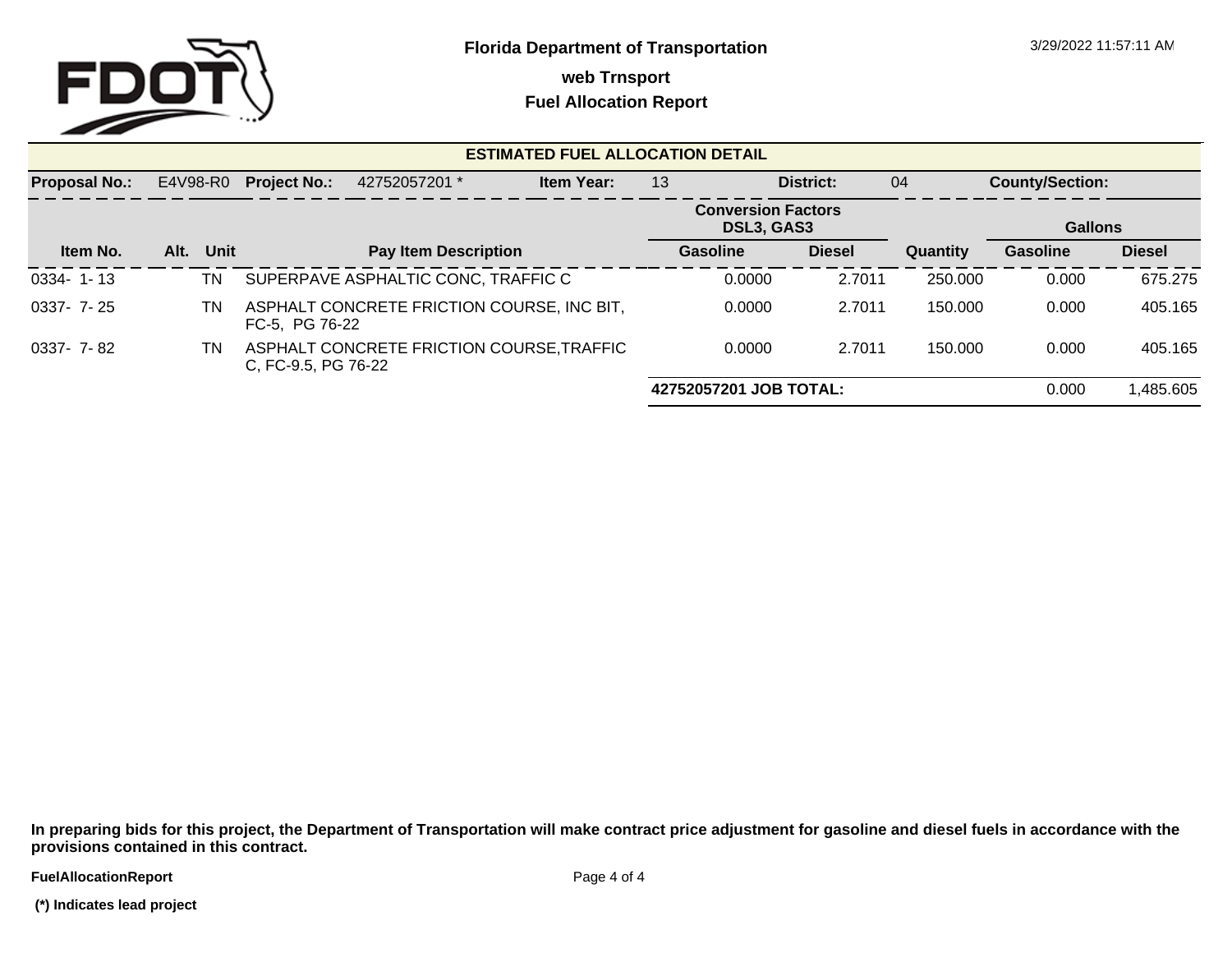**Florida Department of Transportation**

**web Trnsport**

**Fuel Allocation Report**

3/29/2022 11:57:11 AM

## ESTIMATED FUEL ALLOCATION DETAIL

**Proposal No.:** E4V98-R0 **Project No.:** 42752057201 * **Item Year:** 13 **District:** 04 **County/Section:**

| Item No. | Alt. | Unit | Pay Item Description | Conversion Factors DSL3, GAS3 | | Quantity | Gallons | |
|---|---|---|---|---|---|---|---|---|
| | | | | Gasoline | Diesel | | Gasoline | Diesel |
| 0334- 1- 13 | | TN | SUPERPAVE ASPHALTIC CONC, TRAFFIC C | 0.0000 | 2.7011 | 250.000 | 0.000 | 675.275 |
| 0337- 7- 25 | | TN | ASPHALT CONCRETE FRICTION COURSE, INC BIT, FC-5, PG 76-22 | 0.0000 | 2.7011 | 150.000 | 0.000 | 405.165 |
| 0337- 7- 82 | | TN | ASPHALT CONCRETE FRICTION COURSE,TRAFFIC C, FC-9.5, PG 76-22 | 0.0000 | 2.7011 | 150.000 | 0.000 | 405.165 |
| | | | | **42752057201 JOB TOTAL:** | | | 0.000 | 1,485.605 |

**In preparing bids for this project, the Department of Transportation will make contract price adjustment for gasoline and diesel fuels in accordance with the provisions contained in this contract.**

**FuelAllocationReport**

**(*) Indicates lead project**